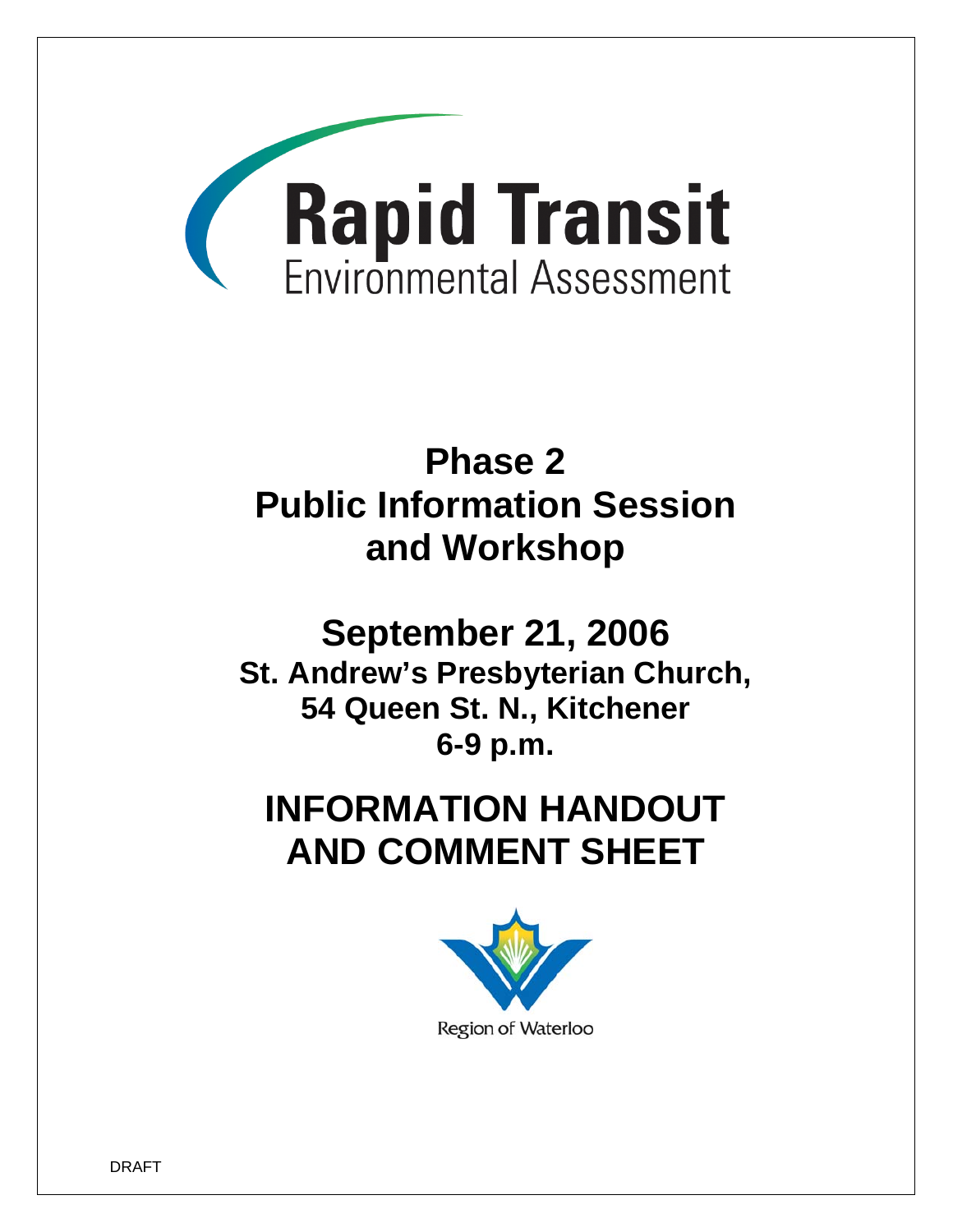# Rapid Transit

Environmental Assessment

## Phase 2
## Public Information Session and Workshop

## September 21, 2006

**St. Andrew's Presbyterian Church, 54 Queen St. N., Kitchener 6-9 p.m.**

# INFORMATION HANDOUT AND COMMENT SHEET

Region of Waterloo

DRAFT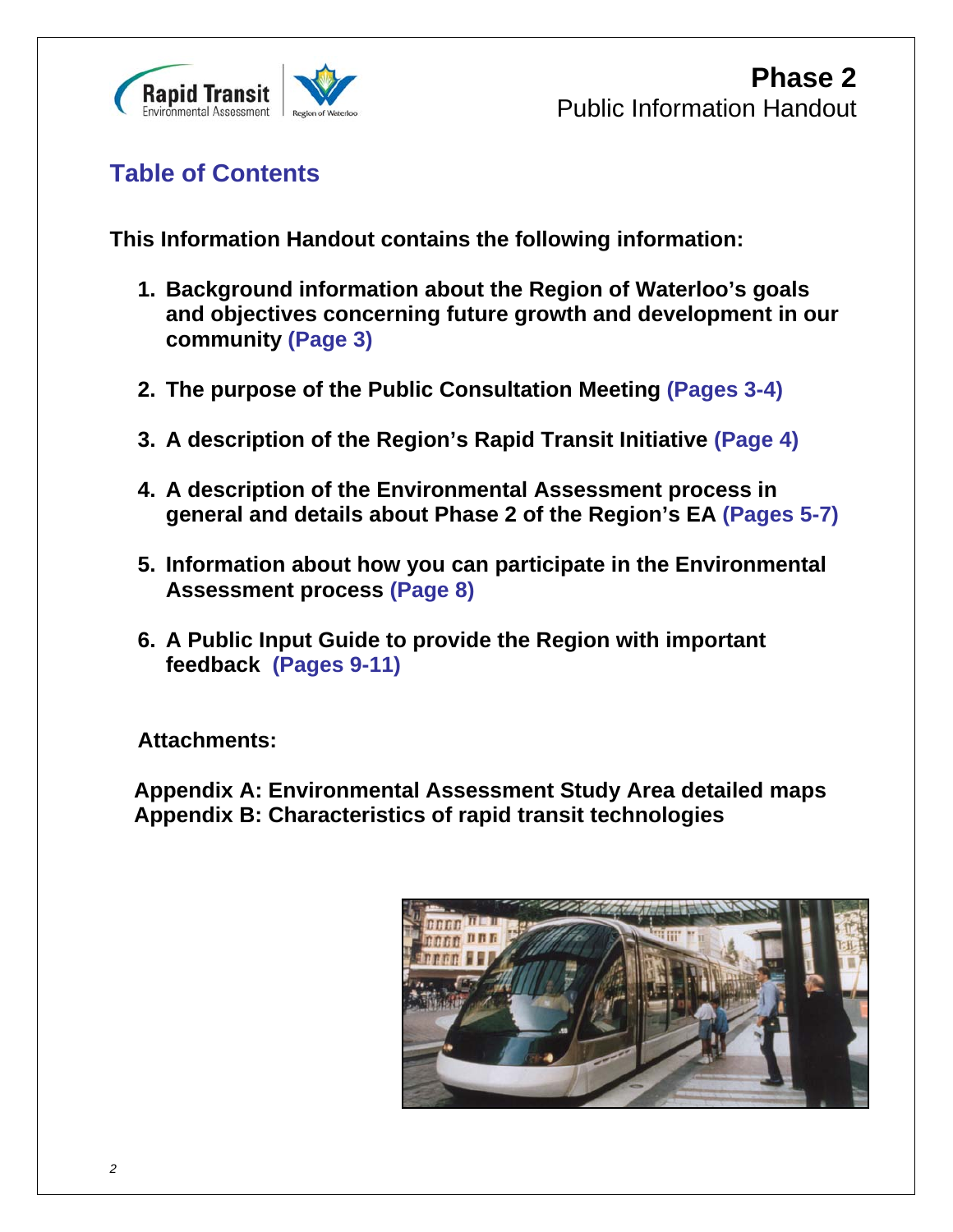**Phase 2**
Public Information Handout

## Table of Contents

**This Information Handout contains the following information:**

1. **Background information about the Region of Waterloo's goals and objectives concerning future growth and development in our community (Page 3)**

2. **The purpose of the Public Consultation Meeting (Pages 3-4)**

3. **A description of the Region's Rapid Transit Initiative (Page 4)**

4. **A description of the Environmental Assessment process in general and details about Phase 2 of the Region's EA (Pages 5-7)**

5. **Information about how you can participate in the Environmental Assessment process (Page 8)**

6. **A Public Input Guide to provide the Region with important feedback (Pages 9-11)**

**Attachments:**

**Appendix A: Environmental Assessment Study Area detailed maps**
**Appendix B: Characteristics of rapid transit technologies**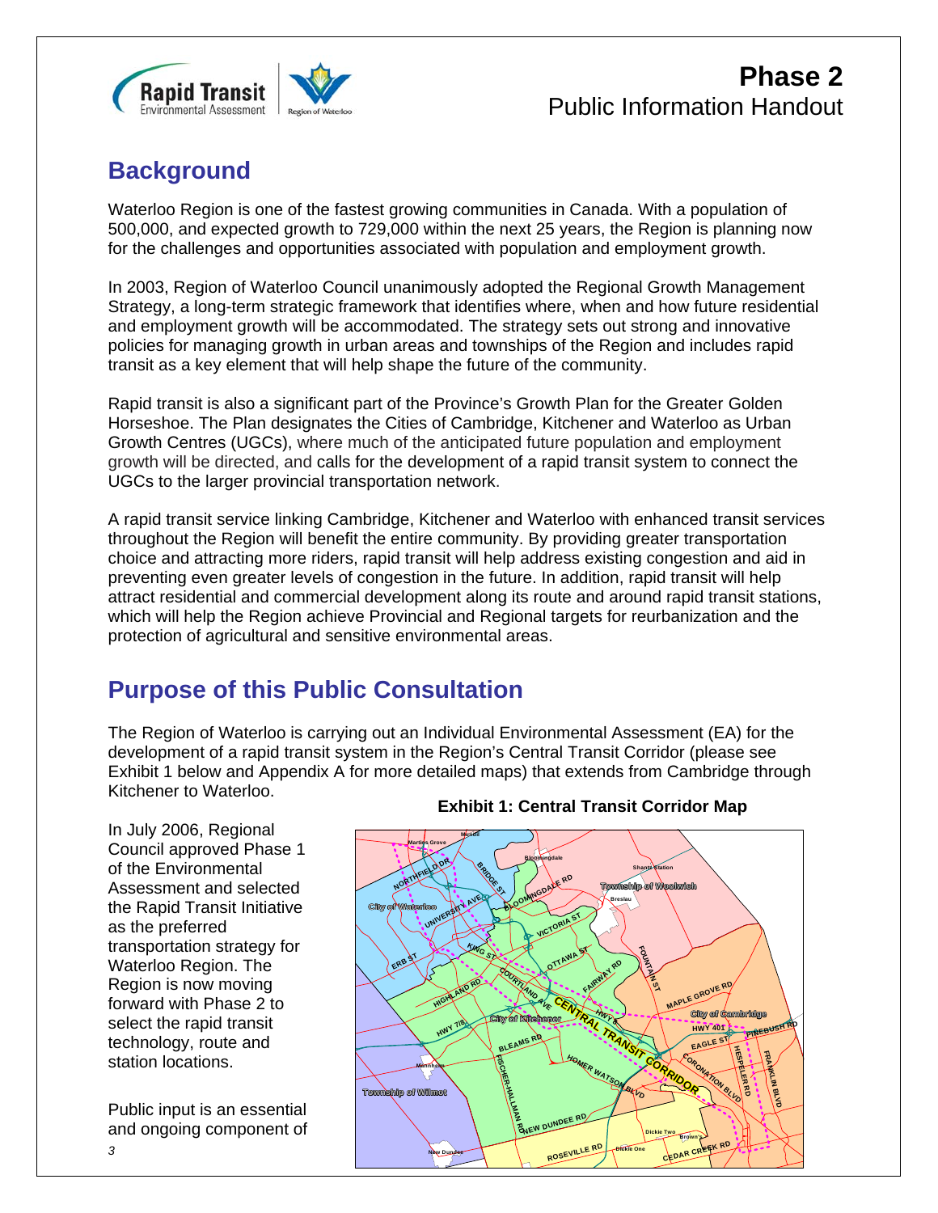# Phase 2
Public Information Handout

## Background

Waterloo Region is one of the fastest growing communities in Canada. With a population of 500,000, and expected growth to 729,000 within the next 25 years, the Region is planning now for the challenges and opportunities associated with population and employment growth.

In 2003, Region of Waterloo Council unanimously adopted the Regional Growth Management Strategy, a long-term strategic framework that identifies where, when and how future residential and employment growth will be accommodated. The strategy sets out strong and innovative policies for managing growth in urban areas and townships of the Region and includes rapid transit as a key element that will help shape the future of the community.

Rapid transit is also a significant part of the Province's Growth Plan for the Greater Golden Horseshoe. The Plan designates the Cities of Cambridge, Kitchener and Waterloo as Urban Growth Centres (UGCs), where much of the anticipated future population and employment growth will be directed, and calls for the development of a rapid transit system to connect the UGCs to the larger provincial transportation network.

A rapid transit service linking Cambridge, Kitchener and Waterloo with enhanced transit services throughout the Region will benefit the entire community. By providing greater transportation choice and attracting more riders, rapid transit will help address existing congestion and aid in preventing even greater levels of congestion in the future. In addition, rapid transit will help attract residential and commercial development along its route and around rapid transit stations, which will help the Region achieve Provincial and Regional targets for reurbanization and the protection of agricultural and sensitive environmental areas.

## Purpose of this Public Consultation

The Region of Waterloo is carrying out an Individual Environmental Assessment (EA) for the development of a rapid transit system in the Region's Central Transit Corridor (please see Exhibit 1 below and Appendix A for more detailed maps) that extends from Cambridge through Kitchener to Waterloo.

**Exhibit 1: Central Transit Corridor Map**

In July 2006, Regional Council approved Phase 1 of the Environmental Assessment and selected the Rapid Transit Initiative as the preferred transportation strategy for Waterloo Region. The Region is now moving forward with Phase 2 to select the rapid transit technology, route and station locations.

Public input is an essential and ongoing component of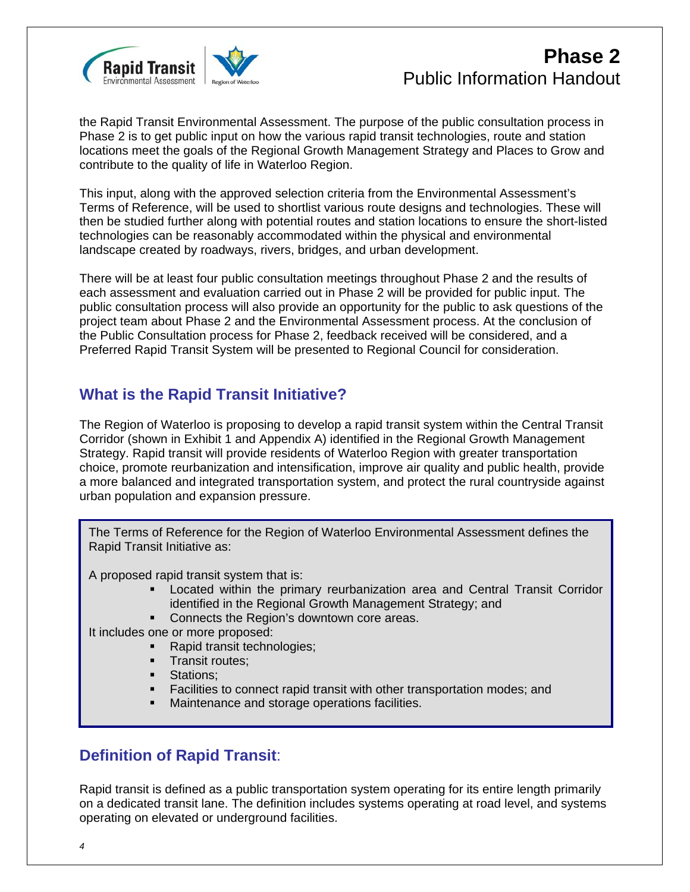the Rapid Transit Environmental Assessment. The purpose of the public consultation process in Phase 2 is to get public input on how the various rapid transit technologies, route and station locations meet the goals of the Regional Growth Management Strategy and Places to Grow and contribute to the quality of life in Waterloo Region.

This input, along with the approved selection criteria from the Environmental Assessment's Terms of Reference, will be used to shortlist various route designs and technologies. These will then be studied further along with potential routes and station locations to ensure the short-listed technologies can be reasonably accommodated within the physical and environmental landscape created by roadways, rivers, bridges, and urban development.

There will be at least four public consultation meetings throughout Phase 2 and the results of each assessment and evaluation carried out in Phase 2 will be provided for public input. The public consultation process will also provide an opportunity for the public to ask questions of the project team about Phase 2 and the Environmental Assessment process. At the conclusion of the Public Consultation process for Phase 2, feedback received will be considered, and a Preferred Rapid Transit System will be presented to Regional Council for consideration.

## What is the Rapid Transit Initiative?

The Region of Waterloo is proposing to develop a rapid transit system within the Central Transit Corridor (shown in Exhibit 1 and Appendix A) identified in the Regional Growth Management Strategy. Rapid transit will provide residents of Waterloo Region with greater transportation choice, promote reurbanization and intensification, improve air quality and public health, provide a more balanced and integrated transportation system, and protect the rural countryside against urban population and expansion pressure.

> The Terms of Reference for the Region of Waterloo Environmental Assessment defines the Rapid Transit Initiative as:
>
> A proposed rapid transit system that is:
>
> - Located within the primary reurbanization area and Central Transit Corridor identified in the Regional Growth Management Strategy; and
> - Connects the Region's downtown core areas.
>
> It includes one or more proposed:
>
> - Rapid transit technologies;
> - Transit routes;
> - Stations;
> - Facilities to connect rapid transit with other transportation modes; and
> - Maintenance and storage operations facilities.

## Definition of Rapid Transit:

Rapid transit is defined as a public transportation system operating for its entire length primarily on a dedicated transit lane. The definition includes systems operating at road level, and systems operating on elevated or underground facilities.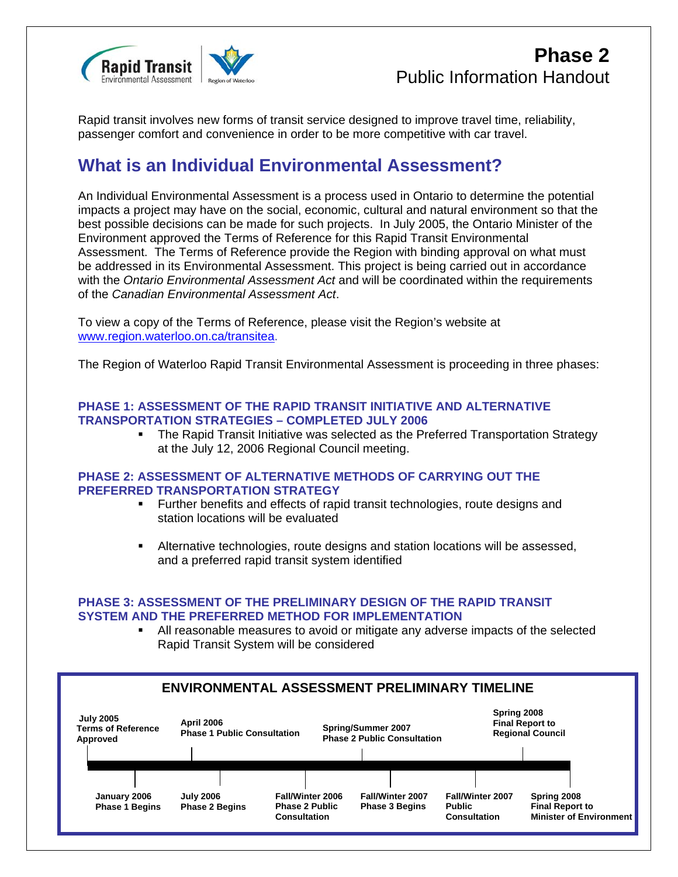# Phase 2

## Public Information Handout

Rapid transit involves new forms of transit service designed to improve travel time, reliability, passenger comfort and convenience in order to be more competitive with car travel.

## What is an Individual Environmental Assessment?

An Individual Environmental Assessment is a process used in Ontario to determine the potential impacts a project may have on the social, economic, cultural and natural environment so that the best possible decisions can be made for such projects. In July 2005, the Ontario Minister of the Environment approved the Terms of Reference for this Rapid Transit Environmental Assessment. The Terms of Reference provide the Region with binding approval on what must be addressed in its Environmental Assessment. This project is being carried out in accordance with the *Ontario Environmental Assessment Act* and will be coordinated within the requirements of the *Canadian Environmental Assessment Act*.

To view a copy of the Terms of Reference, please visit the Region's website at [www.region.waterloo.on.ca/transitea](http://www.region.waterloo.on.ca/transitea).

The Region of Waterloo Rapid Transit Environmental Assessment is proceeding in three phases:

### PHASE 1: ASSESSMENT OF THE RAPID TRANSIT INITIATIVE AND ALTERNATIVE TRANSPORTATION STRATEGIES – COMPLETED JULY 2006

- The Rapid Transit Initiative was selected as the Preferred Transportation Strategy at the July 12, 2006 Regional Council meeting.

### PHASE 2: ASSESSMENT OF ALTERNATIVE METHODS OF CARRYING OUT THE PREFERRED TRANSPORTATION STRATEGY

- Further benefits and effects of rapid transit technologies, route designs and station locations will be evaluated
- Alternative technologies, route designs and station locations will be assessed, and a preferred rapid transit system identified

### PHASE 3: ASSESSMENT OF THE PRELIMINARY DESIGN OF THE RAPID TRANSIT SYSTEM AND THE PREFERRED METHOD FOR IMPLEMENTATION

- All reasonable measures to avoid or mitigate any adverse impacts of the selected Rapid Transit System will be considered

### ENVIRONMENTAL ASSESSMENT PRELIMINARY TIMELINE

- **July 2005** – Terms of Reference Approved
- **January 2006** – Phase 1 Begins
- **April 2006** – Phase 1 Public Consultation
- **July 2006** – Phase 2 Begins
- **Fall/Winter 2006** – Phase 2 Public Consultation
- **Spring/Summer 2007** – Phase 2 Public Consultation
- **Fall/Winter 2007** – Phase 3 Begins
- **Fall/Winter 2007** – Public Consultation
- **Spring 2008** – Final Report to Regional Council
- **Spring 2008** – Final Report to Minister of Environment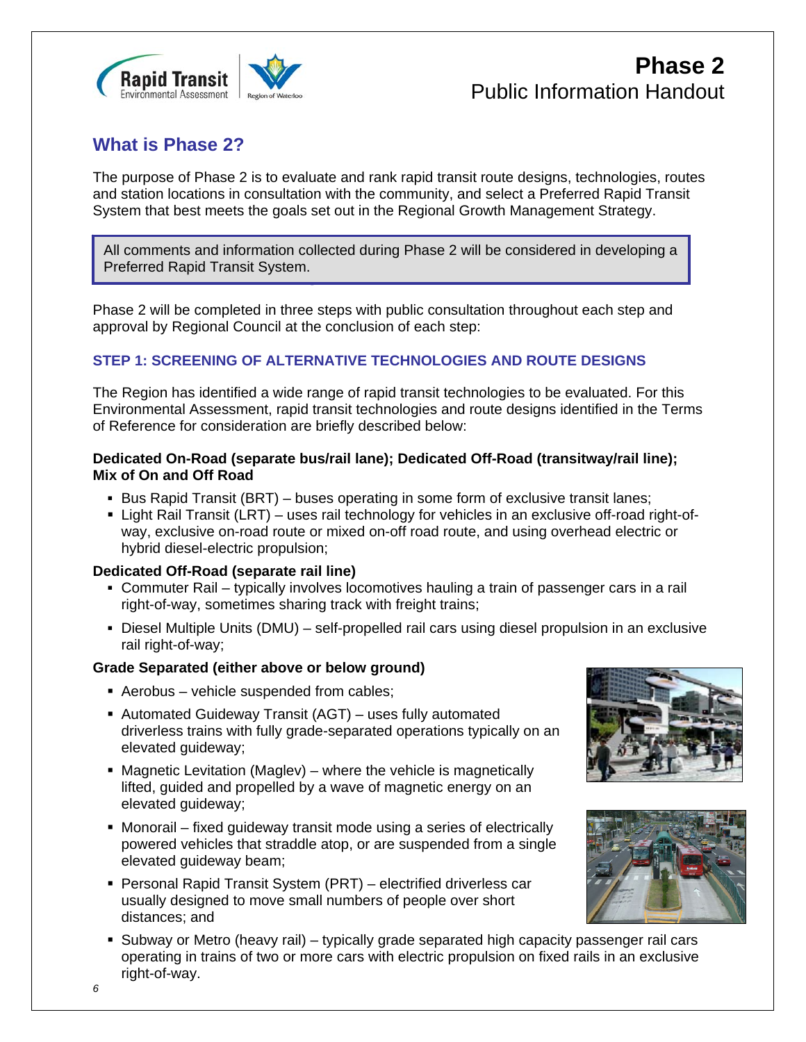# Phase 2
## Public Information Handout

## What is Phase 2?

The purpose of Phase 2 is to evaluate and rank rapid transit route designs, technologies, routes and station locations in consultation with the community, and select a Preferred Rapid Transit System that best meets the goals set out in the Regional Growth Management Strategy.

> All comments and information collected during Phase 2 will be considered in developing a Preferred Rapid Transit System.

Phase 2 will be completed in three steps with public consultation throughout each step and approval by Regional Council at the conclusion of each step:

### STEP 1: SCREENING OF ALTERNATIVE TECHNOLOGIES AND ROUTE DESIGNS

The Region has identified a wide range of rapid transit technologies to be evaluated. For this Environmental Assessment, rapid transit technologies and route designs identified in the Terms of Reference for consideration are briefly described below:

**Dedicated On-Road (separate bus/rail lane); Dedicated Off-Road (transitway/rail line); Mix of On and Off Road**

- Bus Rapid Transit (BRT) – buses operating in some form of exclusive transit lanes;
- Light Rail Transit (LRT) – uses rail technology for vehicles in an exclusive off-road right-of-way, exclusive on-road route or mixed on-off road route, and using overhead electric or hybrid diesel-electric propulsion;

**Dedicated Off-Road (separate rail line)**

- Commuter Rail – typically involves locomotives hauling a train of passenger cars in a rail right-of-way, sometimes sharing track with freight trains;
- Diesel Multiple Units (DMU) – self-propelled rail cars using diesel propulsion in an exclusive rail right-of-way;

**Grade Separated (either above or below ground)**

- Aerobus – vehicle suspended from cables;
- Automated Guideway Transit (AGT) – uses fully automated driverless trains with fully grade-separated operations typically on an elevated guideway;
- Magnetic Levitation (Maglev) – where the vehicle is magnetically lifted, guided and propelled by a wave of magnetic energy on an elevated guideway;
- Monorail – fixed guideway transit mode using a series of electrically powered vehicles that straddle atop, or are suspended from a single elevated guideway beam;
- Personal Rapid Transit System (PRT) – electrified driverless car usually designed to move small numbers of people over short distances; and
- Subway or Metro (heavy rail) – typically grade separated high capacity passenger rail cars operating in trains of two or more cars with electric propulsion on fixed rails in an exclusive right-of-way.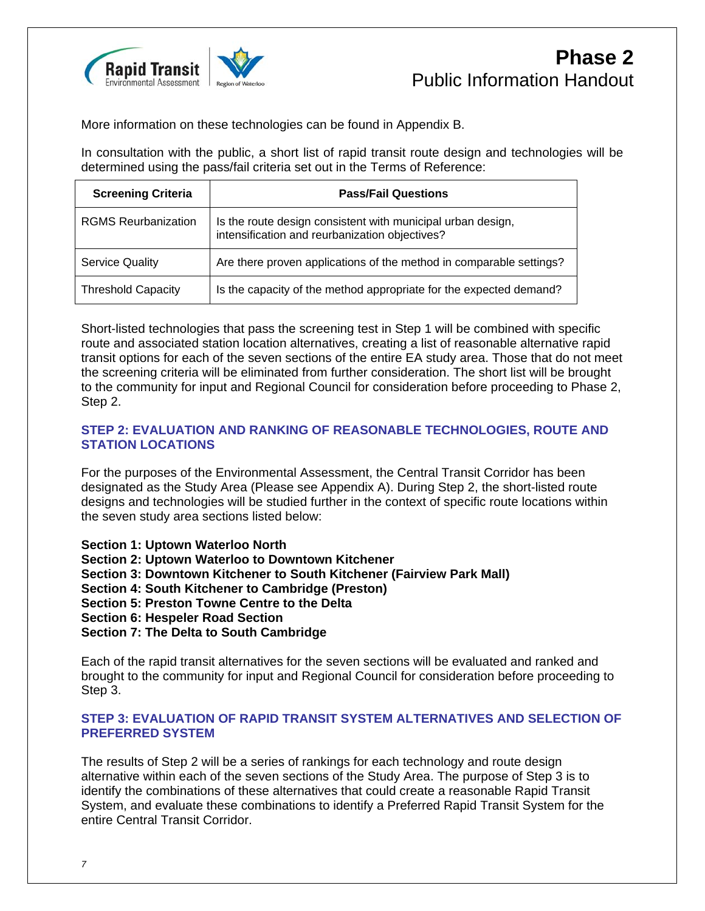More information on these technologies can be found in Appendix B.

In consultation with the public, a short list of rapid transit route design and technologies will be determined using the pass/fail criteria set out in the Terms of Reference:

| Screening Criteria | Pass/Fail Questions |
|---|---|
| RGMS Reurbanization | Is the route design consistent with municipal urban design, intensification and reurbanization objectives? |
| Service Quality | Are there proven applications of the method in comparable settings? |
| Threshold Capacity | Is the capacity of the method appropriate for the expected demand? |

Short-listed technologies that pass the screening test in Step 1 will be combined with specific route and associated station location alternatives, creating a list of reasonable alternative rapid transit options for each of the seven sections of the entire EA study area. Those that do not meet the screening criteria will be eliminated from further consideration. The short list will be brought to the community for input and Regional Council for consideration before proceeding to Phase 2, Step 2.

### STEP 2: EVALUATION AND RANKING OF REASONABLE TECHNOLOGIES, ROUTE AND STATION LOCATIONS

For the purposes of the Environmental Assessment, the Central Transit Corridor has been designated as the Study Area (Please see Appendix A). During Step 2, the short-listed route designs and technologies will be studied further in the context of specific route locations within the seven study area sections listed below:

**Section 1: Uptown Waterloo North**
**Section 2: Uptown Waterloo to Downtown Kitchener**
**Section 3: Downtown Kitchener to South Kitchener (Fairview Park Mall)**
**Section 4: South Kitchener to Cambridge (Preston)**
**Section 5: Preston Towne Centre to the Delta**
**Section 6: Hespeler Road Section**
**Section 7: The Delta to South Cambridge**

Each of the rapid transit alternatives for the seven sections will be evaluated and ranked and brought to the community for input and Regional Council for consideration before proceeding to Step 3.

### STEP 3: EVALUATION OF RAPID TRANSIT SYSTEM ALTERNATIVES AND SELECTION OF PREFERRED SYSTEM

The results of Step 2 will be a series of rankings for each technology and route design alternative within each of the seven sections of the Study Area. The purpose of Step 3 is to identify the combinations of these alternatives that could create a reasonable Rapid Transit System, and evaluate these combinations to identify a Preferred Rapid Transit System for the entire Central Transit Corridor.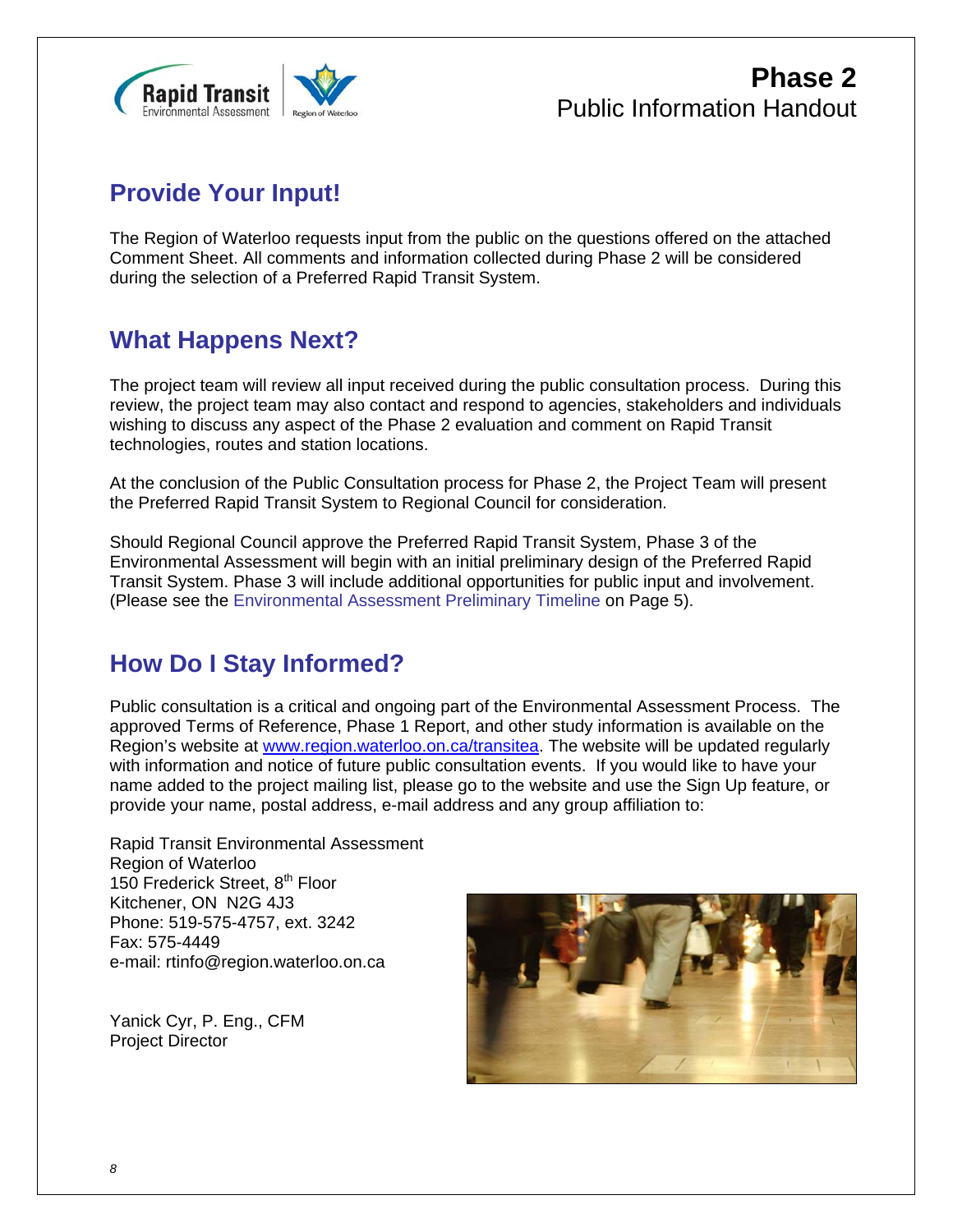# Phase 2
Public Information Handout

## Provide Your Input!

The Region of Waterloo requests input from the public on the questions offered on the attached Comment Sheet. All comments and information collected during Phase 2 will be considered during the selection of a Preferred Rapid Transit System.

## What Happens Next?

The project team will review all input received during the public consultation process. During this review, the project team may also contact and respond to agencies, stakeholders and individuals wishing to discuss any aspect of the Phase 2 evaluation and comment on Rapid Transit technologies, routes and station locations.

At the conclusion of the Public Consultation process for Phase 2, the Project Team will present the Preferred Rapid Transit System to Regional Council for consideration.

Should Regional Council approve the Preferred Rapid Transit System, Phase 3 of the Environmental Assessment will begin with an initial preliminary design of the Preferred Rapid Transit System. Phase 3 will include additional opportunities for public input and involvement. (Please see the Environmental Assessment Preliminary Timeline on Page 5).

## How Do I Stay Informed?

Public consultation is a critical and ongoing part of the Environmental Assessment Process. The approved Terms of Reference, Phase 1 Report, and other study information is available on the Region's website at www.region.waterloo.on.ca/transitea. The website will be updated regularly with information and notice of future public consultation events. If you would like to have your name added to the project mailing list, please go to the website and use the Sign Up feature, or provide your name, postal address, e-mail address and any group affiliation to:

Rapid Transit Environmental Assessment
Region of Waterloo
150 Frederick Street, 8th Floor
Kitchener, ON N2G 4J3
Phone: 519-575-4757, ext. 3242
Fax: 575-4449
e-mail: rtinfo@region.waterloo.on.ca

Yanick Cyr, P. Eng., CFM
Project Director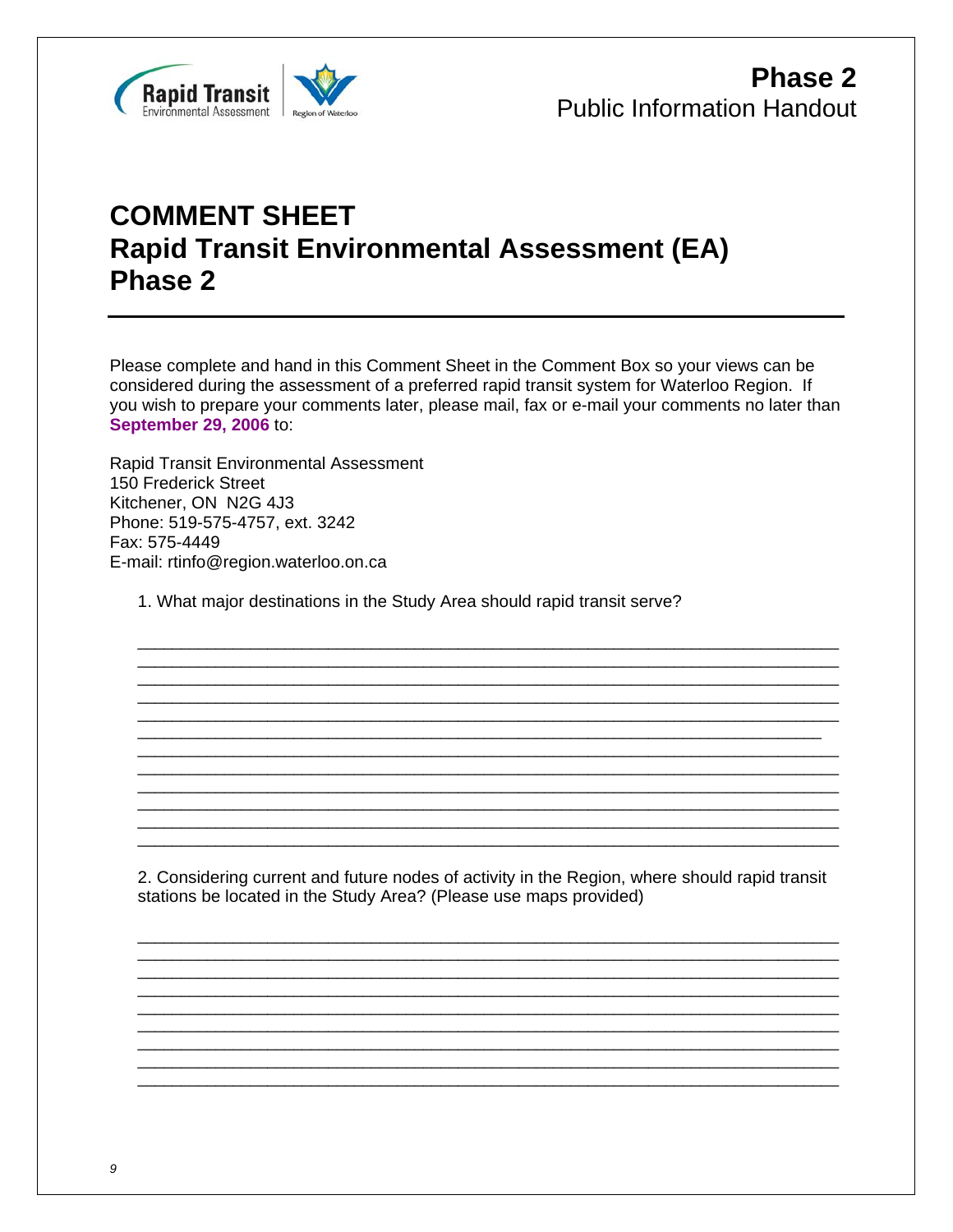# COMMENT SHEET
# Rapid Transit Environmental Assessment (EA) Phase 2

Please complete and hand in this Comment Sheet in the Comment Box so your views can be considered during the assessment of a preferred rapid transit system for Waterloo Region. If you wish to prepare your comments later, please mail, fax or e-mail your comments no later than **September 29, 2006** to:

Rapid Transit Environmental Assessment
150 Frederick Street
Kitchener, ON N2G 4J3
Phone: 519-575-4757, ext. 3242
Fax: 575-4449
E-mail: rtinfo@region.waterloo.on.ca

1. What major destinations in the Study Area should rapid transit serve?

______________________________________________________________________________
______________________________________________________________________________
______________________________________________________________________________
______________________________________________________________________________
______________________________________________________________________________
______________________________________________________________________________
______________________________________________________________________________
______________________________________________________________________________
______________________________________________________________________________
______________________________________________________________________________
______________________________________________________________________________
______________________________________________________________________________

2. Considering current and future nodes of activity in the Region, where should rapid transit stations be located in the Study Area? (Please use maps provided)

______________________________________________________________________________
______________________________________________________________________________
______________________________________________________________________________
______________________________________________________________________________
______________________________________________________________________________
______________________________________________________________________________
______________________________________________________________________________
______________________________________________________________________________
______________________________________________________________________________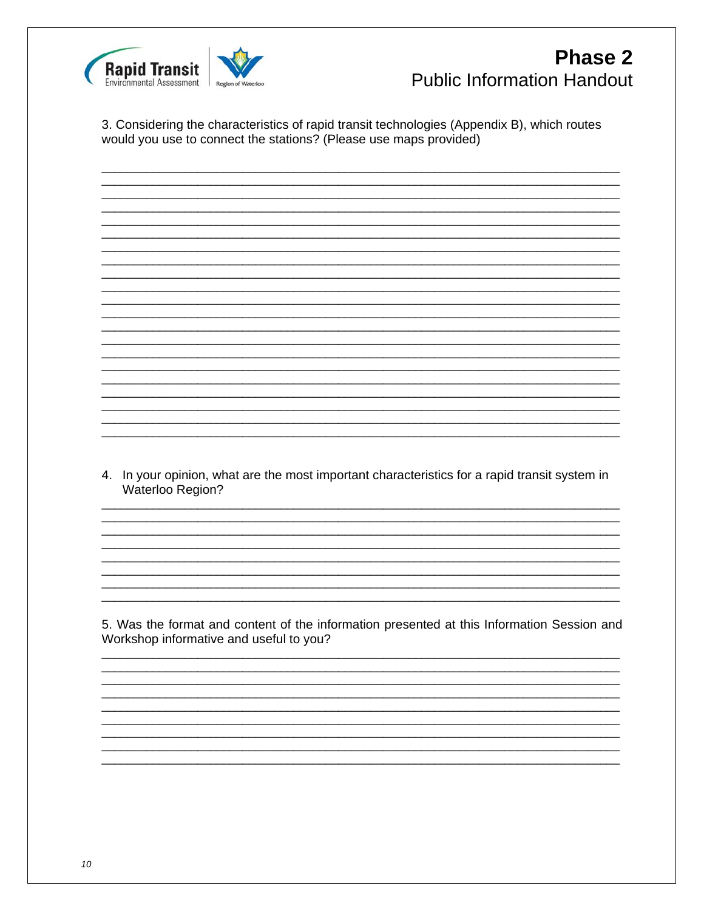3. Considering the characteristics of rapid transit technologies (Appendix B), which routes would you use to connect the stations? (Please use maps provided)

4. In your opinion, what are the most important characteristics for a rapid transit system in Waterloo Region?

5. Was the format and content of the information presented at this Information Session and Workshop informative and useful to you?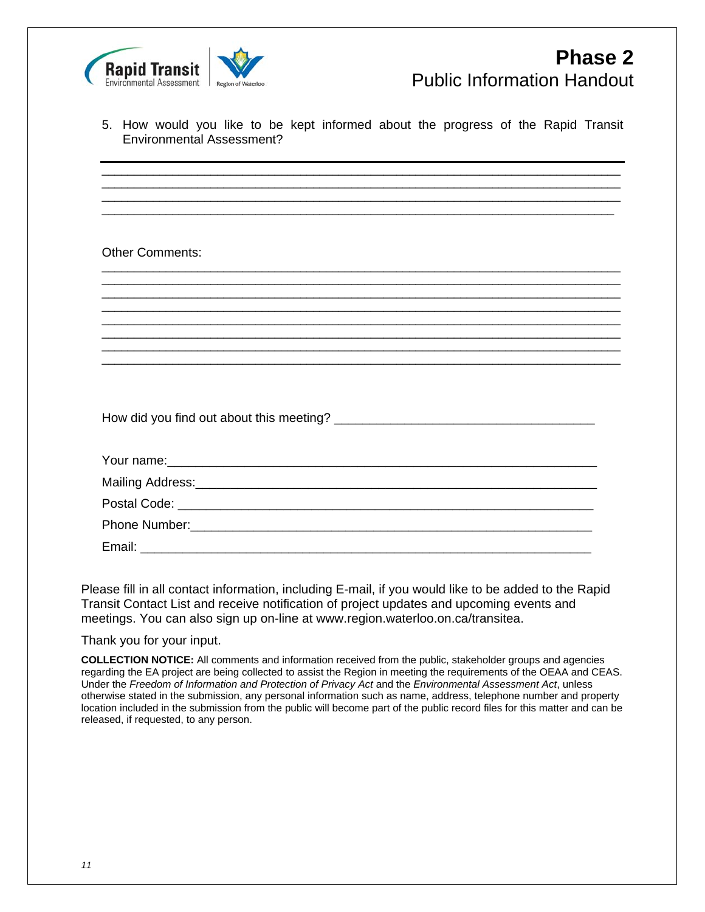5. How would you like to be kept informed about the progress of the Rapid Transit Environmental Assessment?

___________________________________________________________________________
___________________________________________________________________________
___________________________________________________________________________
___________________________________________________________________________

Other Comments:

___________________________________________________________________________
___________________________________________________________________________
___________________________________________________________________________
___________________________________________________________________________
___________________________________________________________________________
___________________________________________________________________________
___________________________________________________________________________
___________________________________________________________________________

How did you find out about this meeting? ____________________________________

Your name:___________________________________________________________

Mailing Address:_______________________________________________________

Postal Code: _________________________________________________________

Phone Number:________________________________________________________

Email: _______________________________________________________________

Please fill in all contact information, including E-mail, if you would like to be added to the Rapid Transit Contact List and receive notification of project updates and upcoming events and meetings. You can also sign up on-line at www.region.waterloo.on.ca/transitea.

Thank you for your input.

**COLLECTION NOTICE:** All comments and information received from the public, stakeholder groups and agencies regarding the EA project are being collected to assist the Region in meeting the requirements of the OEAA and CEAS. Under the *Freedom of Information and Protection of Privacy Act* and the *Environmental Assessment Act*, unless otherwise stated in the submission, any personal information such as name, address, telephone number and property location included in the submission from the public will become part of the public record files for this matter and can be released, if requested, to any person.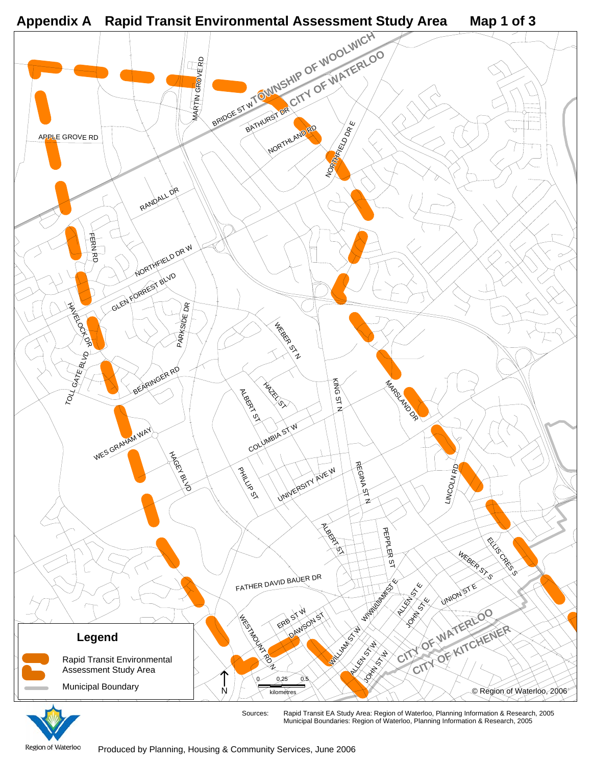# Appendix A Rapid Transit Environmental Assessment Study Area Map 1 of 3

TOWNSHIP OF WOOLWICH

CITY OF WATERLOO

CITY OF KITCHENER

MARTIN GROVE RD
BRIDGE ST W
BATHURST DR
NORTHLAND RD
NORTHFIELD DR E
APPLE GROVE RD
RANDALL DR
FERN RD
NORTHFIELD DR W
GLEN FORREST BLVD
HAVELOCK DR
PARKSIDE DR
WEBER ST N
TOLL GATE BLVD
BEARINGER RD
HAZEL ST
ALBERT ST
KING ST N
MARSLAND DR
COLUMBIA ST W
WES GRAHAM WAY
HAGEY BLVD
PHILLIP ST
UNIVERSITY AVE W
REGINA ST N
LINCOLN RD
ALBERT ST
PEPPLER ST
ELLIS CRES S
WEBER ST S
FATHER DAVID BAUER DR
WILLIAM ST E
ALLEN ST E
JOHN ST E
UNION ST E
ERB ST W
DAWSON ST
WESTMOUNT RD N
WILLIAM ST W
ALLEN ST W
JOHN ST W

## Legend

Rapid Transit Environmental Assessment Study Area

Municipal Boundary

N

0 0.25 0.5
kilometres

© Region of Waterloo, 2006

Sources: Rapid Transit EA Study Area: Region of Waterloo, Planning Information & Research, 2005
Municipal Boundaries: Region of Waterloo, Planning Information & Research, 2005

Region of Waterloo

Produced by Planning, Housing & Community Services, June 2006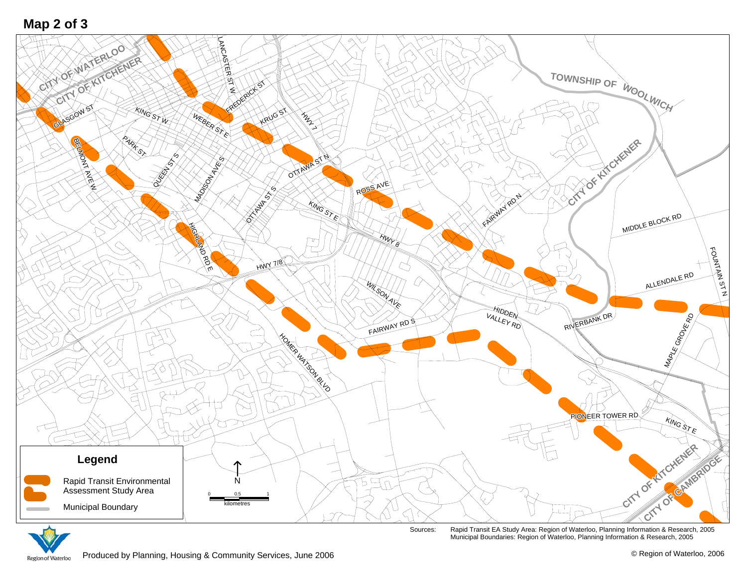# Map 2 of 3

CITY OF WATERLOO

CITY OF KITCHENER

TOWNSHIP OF WOOLWICH

CITY OF KITCHENER

CITY OF KITCHENER

CITY OF CAMBRIDGE

GLASGOW ST
KING ST W
LANCASTER ST W
FREDERICK ST
WEBER ST E
KRUG ST
HWY 7
PARK ST
BELMONT AVE W
QUEEN ST S
MADISON AVE S
OTTAWA ST N
OTTAWA ST S
ROSS AVE
KING ST E
HIGHLAND RD E
HWY 8
HWY 7/8
FAIRWAY RD N
MIDDLE BLOCK RD
FOUNTAIN ST N
ALLENDALE RD
WILSON AVE
HIDDEN VALLEY RD
RIVERBANK DR
FAIRWAY RD S
MAPLE GROVE RD
HOMER WATSON BLVD
PIONEER TOWER RD
KING ST E

## Legend

- Rapid Transit Environmental Assessment Study Area
- Municipal Boundary

N

0 0.5 1
kilometres

Sources: Rapid Transit EA Study Area: Region of Waterloo, Planning Information & Research, 2005
Municipal Boundaries: Region of Waterloo, Planning Information & Research, 2005

Region of Waterloo

Produced by Planning, Housing & Community Services, June 2006

© Region of Waterloo, 2006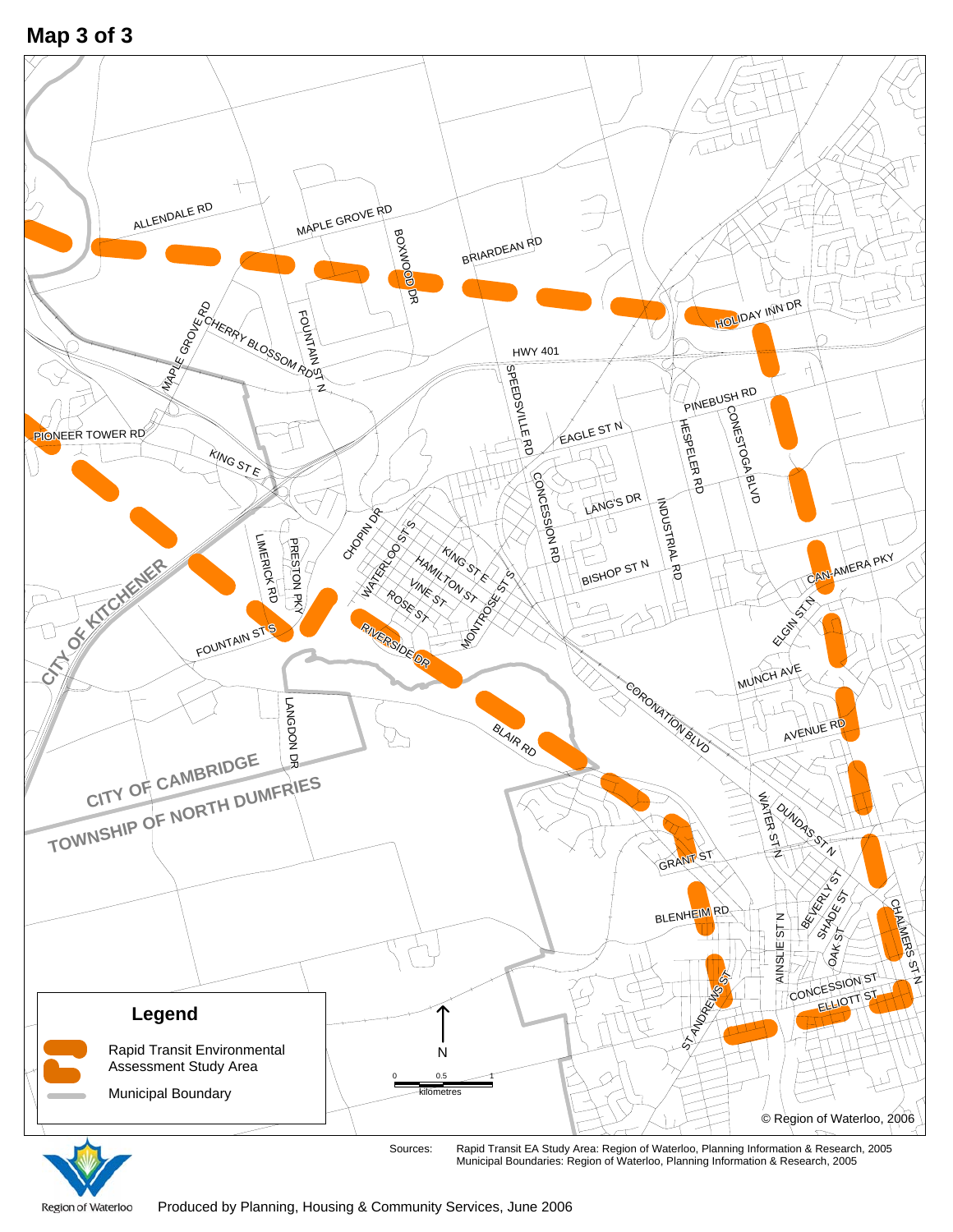# Map 3 of 3

ALLENDALE RD
MAPLE GROVE RD
BOXWOOD DR
BRIARDEAN RD
HOLIDAY INN DR
MAPLE GROVE RD
CHERRY BLOSSOM RD
FOUNTAIN ST N
HWY 401
PINEBUSH RD
SPEEDSVILLE RD
EAGLE ST N
HESPELER RD
CONESTOGA BLVD
PIONEER TOWER RD
KING ST E
CONCESSION RD
LANG'S DR
INDUSTRIAL RD
CHOPIN DR
WATERLOO ST S
KING ST E
HAMILTON ST
VINE ST
ROSE ST
MONTROSE ST S
BISHOP ST N
CAN-AMERA PKY
LIMERICK RD
PRESTON PKY
CITY OF KITCHENER
FOUNTAIN ST S
RIVERSIDE DR
ELGIN ST N
CORONATION BLVD
MUNCH AVE
AVENUE RD
LANGDON DR
BLAIR RD
CITY OF CAMBRIDGE
TOWNSHIP OF NORTH DUMFRIES
WATER ST N
DUNDAS ST N
GRANT ST
BEVERLY ST
SHADE ST
OAK ST
CHALMERS ST N
BLENHEIM RD
AINSLIE ST N
ST ANDREWS ST
CONCESSION ST
ELLIOTT ST

**Legend**

- Rapid Transit Environmental Assessment Study Area
- Municipal Boundary

N

0 0.5 1
kilometres

© Region of Waterloo, 2006

Sources: Rapid Transit EA Study Area: Region of Waterloo, Planning Information & Research, 2005
Municipal Boundaries: Region of Waterloo, Planning Information & Research, 2005

Region of Waterloo

Produced by Planning, Housing & Community Services, June 2006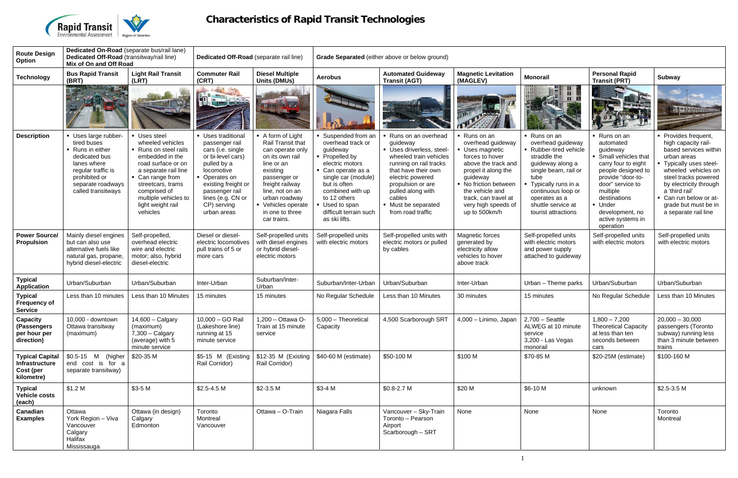# Characteristics of Rapid Transit Technologies

| Route Design Option | Dedicated On-Road (separate bus/rail lane) Dedicated Off-Road (transitway/rail line) Mix of On and Off Road | | Dedicated Off-Road (separate rail line) | | Grade Separated (either above or below ground) | | | | | |
|---|---|---|---|---|---|---|---|---|---|---|
| **Technology** | **Bus Rapid Transit (BRT)** | **Light Rail Transit (LRT)** | **Commuter Rail (CRT)** | **Diesel Multiple Units (DMUs)** | **Aerobus** | **Automated Guideway Transit (AGT)** | **Magnetic Levitation (MAGLEV)** | **Monorail** | **Personal Rapid Transit (PRT)** | **Subway** |
| **Description** | ▪ Uses large rubber-tired buses ▪ Runs in either dedicated bus lanes where regular traffic is prohibited or separate roadways called transitways | ▪ Uses steel wheeled vehicles ▪ Runs on steel rails embedded in the road surface or on a separate rail line ▪ Can range from streetcars, trams comprised of multiple vehicles to light weight rail vehicles | ▪ Uses traditional passenger rail cars (i.e. single or bi-level cars) pulled by a locomotive ▪ Operates on existing freight or passenger rail lines (e.g. CN or CP) serving urban areas | ▪ A form of Light Rail Transit that can operate only on its own rail line or an existing passenger or freight railway line, not on an urban roadway ▪ Vehicles operate in one to three car trains. | ▪ Suspended from an overhead track or guideway ▪ Propelled by electric motors ▪ Can operate as a single car (module) but is often combined with up to 12 others ▪ Used to span difficult terrain such as ski lifts. | ▪ Runs on an overhead guideway ▪ Uses driverless, steel-wheeled train vehicles running on rail tracks that have their own electric powered propulsion or are pulled along with cables ▪ Must be separated from road traffic | ▪ Runs on an overhead guideway ▪ Uses magnetic forces to hover above the track and propel it along the guideway ▪ No friction between the vehicle and track, can travel at very high speeds of up to 500km/h | ▪ Runs on an overhead guideway ▪ Rubber-tired vehicle straddle the guideway along a single beam, rail or tube ▪ Typically runs in a continuous loop or operates as a shuttle service at tourist attractions | ▪ Runs on an automated guideway ▪ Small vehicles that carry four to eight people designed to provide "door-to-door" service to multiple destinations ▪ Under development, no active systems in operation | ▪ Provides frequent, high capacity rail-based services within urban areas ▪ Typically uses steel-wheeled vehicles on steel tracks powered by electricity through a 'third rail' ▪ Can run below or at-grade but must be in a separate rail line |
| **Power Source/ Propulsion** | Mainly diesel engines but can also use alternative fuels like natural gas, propane, hybrid diesel-electric | Self-propelled, overhead electric wire and electric motor; also, hybrid diesel-electric | Diesel or diesel-electric locomotives pull trains of 5 or more cars | Self-propelled units with diesel engines or hybrid diesel-electric motors | Self-propelled units with electric motors | Self-propelled units with electric motors or pulled by cables | Magnetic forces generated by electricity allow vehicles to hover above track | Self-propelled units with electric motors and power supply attached to guideway | Self-propelled units with electric motors | Self-propelled units with electric motors |
| **Typical Application** | Urban/Suburban | Urban/Suburban | Inter-Urban | Suburban/Inter-Urban | Suburban/Inter-Urban | Urban/Suburban | Inter-Urban | Urban – Theme parks | Urban/Suburban | Urban/Suburban |
| **Typical Frequency of Service** | Less than 10 minutes | Less than 10 Minutes | 15 minutes | 15 minutes | No Regular Schedule | Less than 10 Minutes | 30 minutes | 15 minutes | No Regular Schedule | Less than 10 Minutes |
| **Capacity (Passengers per hour per direction)** | 10,000 - downtown Ottawa transitway (maximum) | 14,600 – Calgary (maximum) 7,300 – Calgary (average) with 5 minute service | 10,000 – GO Rail (Lakeshore line) running at 15 minute service | 1,200 – Ottawa O-Train at 15 minute service | 5,000 – Theoretical Capacity | 4,500 Scarborough SRT | 4,000 – Linimo, Japan | 2,700 – Seattle ALWEG at 10 minute service 3,200 - Las Vegas monorail | 1,800 – 7,200 Theoretical Capacity at less than ten seconds between cars | 20,000 – 30,000 passengers (Toronto subway) running less than 3 minute between trains |
| **Typical Capital Infrastructure Cost (per kilometre)** | $0.5-15 M (higher end cost is for a separate transitway) | $20-35 M | $5-15 M (Existing Rail Corridor) | $12-35 M (Existing Rail Corridor) | $40-60 M (estimate) | $50-100 M | $100 M | $70-85 M | $20-25M (estimate) | $100-160 M |
| **Typical Vehicle costs (each)** | $1.2 M | $3-5 M | $2.5-4.5 M | $2-3.5 M | $3-4 M | $0.8-2.7 M | $20 M | $6-10 M | unknown | $2.5-3.5 M |
| **Canadian Examples** | Ottawa York Region – Viva Vancouver Calgary Halifax Mississauga | Ottawa (in design) Calgary Edmonton | Toronto Montreal Vancouver | Ottawa – O-Train | Niagara Falls | Vancouver – Sky-Train Toronto – Pearson Airport Scarborough – SRT | None | None | None | Toronto Montreal |